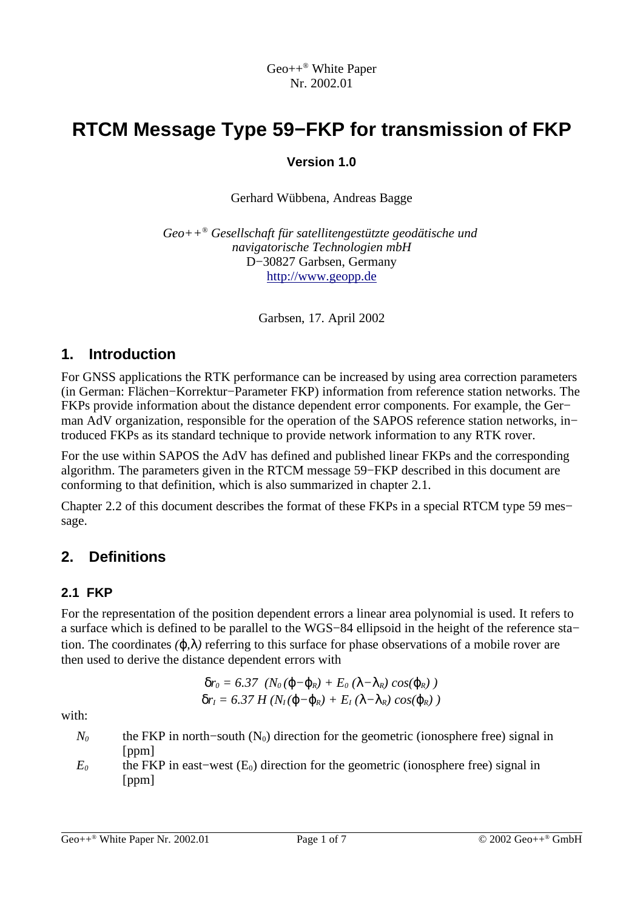Geo++® White Paper
Nr. 2002.01

# RTCM Message Type 59−FKP for transmission of FKP

**Version 1.0**

Gerhard Wübbena, Andreas Bagge

*Geo++® Gesellschaft für satellitengestützte geodätische und navigatorische Technologien mbH*
D−30827 Garbsen, Germany
http://www.geopp.de

Garbsen, 17. April 2002

## 1. Introduction

For GNSS applications the RTK performance can be increased by using area correction parameters (in German: Flächen−Korrektur−Parameter FKP) information from reference station networks. The FKPs provide information about the distance dependent error components. For example, the German AdV organization, responsible for the operation of the SAPOS reference station networks, introduced FKPs as its standard technique to provide network information to any RTK rover.

For the use within SAPOS the AdV has defined and published linear FKPs and the corresponding algorithm. The parameters given in the RTCM message 59−FKP described in this document are conforming to that definition, which is also summarized in chapter 2.1.

Chapter 2.2 of this document describes the format of these FKPs in a special RTCM type 59 message.

## 2. Definitions

### 2.1 FKP

For the representation of the position dependent errors a linear area polynomial is used. It refers to a surface which is defined to be parallel to the WGS−84 ellipsoid in the height of the reference station. The coordinates $(\varphi,\lambda)$ referring to this surface for phase observations of a mobile rover are then used to derive the distance dependent errors with

$$\delta r_0 = 6.37\ \ (N_0\,(\varphi-\varphi_R) + E_0\,(\lambda-\lambda_R)\cos(\varphi_R)\,)$$
$$\delta r_I = 6.37\ H\,(N_I(\varphi-\varphi_R) + E_I\,(\lambda-\lambda_R)\cos(\varphi_R)\,)$$

with:

- $N_0$ the FKP in north−south ($N_0$) direction for the geometric (ionosphere free) signal in [ppm]
- $E_0$ the FKP in east−west ($E_0$) direction for the geometric (ionosphere free) signal in [ppm]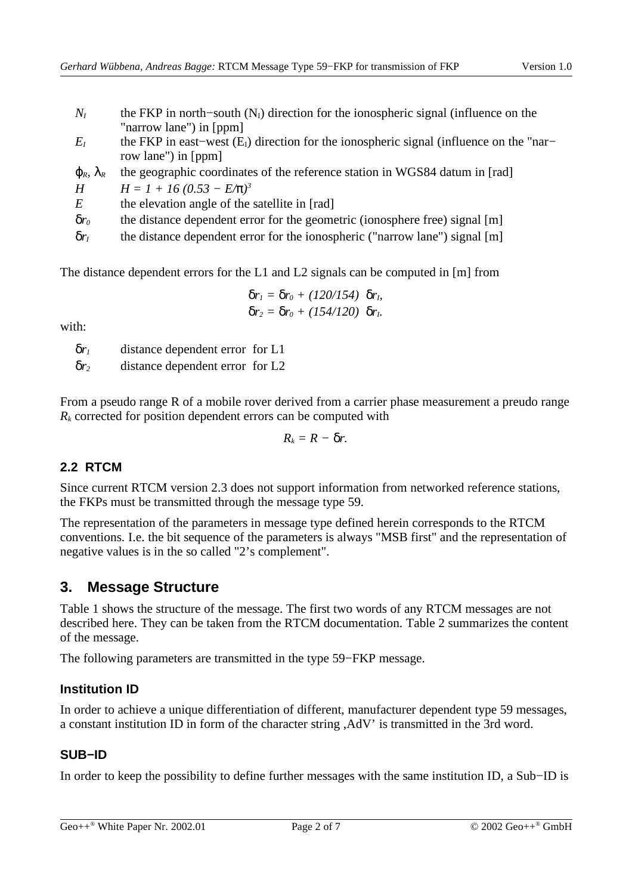| | |
|---|---|
| $N_I$ | the FKP in north−south ($N_I$) direction for the ionospheric signal (influence on the "narrow lane") in [ppm] |
| $E_I$ | the FKP in east−west ($E_I$) direction for the ionospheric signal (influence on the "nar−row lane") in [ppm] |
| $\varphi_R$, $\lambda_R$ | the geographic coordinates of the reference station in WGS84 datum in [rad] |
| $H$ | $H = 1 + 16\,(0.53 - E/\pi)^3$ |
| $E$ | the elevation angle of the satellite in [rad] |
| $\delta r_0$ | the distance dependent error for the geometric (ionosphere free) signal [m] |
| $\delta r_I$ | the distance dependent error for the ionospheric ("narrow lane") signal [m] |

The distance dependent errors for the L1 and L2 signals can be computed in [m] from

$$\delta r_1 = \delta r_0 + (120/154)\;\delta r_I,$$
$$\delta r_2 = \delta r_0 + (154/120)\;\delta r_I.$$

with:

| | |
|---|---|
| $\delta r_1$ | distance dependent error for L1 |
| $\delta r_2$ | distance dependent error for L2 |

From a pseudo range R of a mobile rover derived from a carrier phase measurement a preudo range $R_k$ corrected for position dependent errors can be computed with

$$R_k = R - \delta r.$$

### 2.2 RTCM

Since current RTCM version 2.3 does not support information from networked reference stations, the FKPs must be transmitted through the message type 59.

The representation of the parameters in message type defined herein corresponds to the RTCM conventions. I.e. the bit sequence of the parameters is always "MSB first" and the representation of negative values is in the so called "2's complement".

## 3. Message Structure

Table 1 shows the structure of the message. The first two words of any RTCM messages are not described here. They can be taken from the RTCM documentation. Table 2 summarizes the content of the message.

The following parameters are transmitted in the type 59−FKP message.

#### Institution ID

In order to achieve a unique differentiation of different, manufacturer dependent type 59 messages, a constant institution ID in form of the character string ‚AdV' is transmitted in the 3rd word.

#### SUB−ID

In order to keep the possibility to define further messages with the same institution ID, a Sub−ID is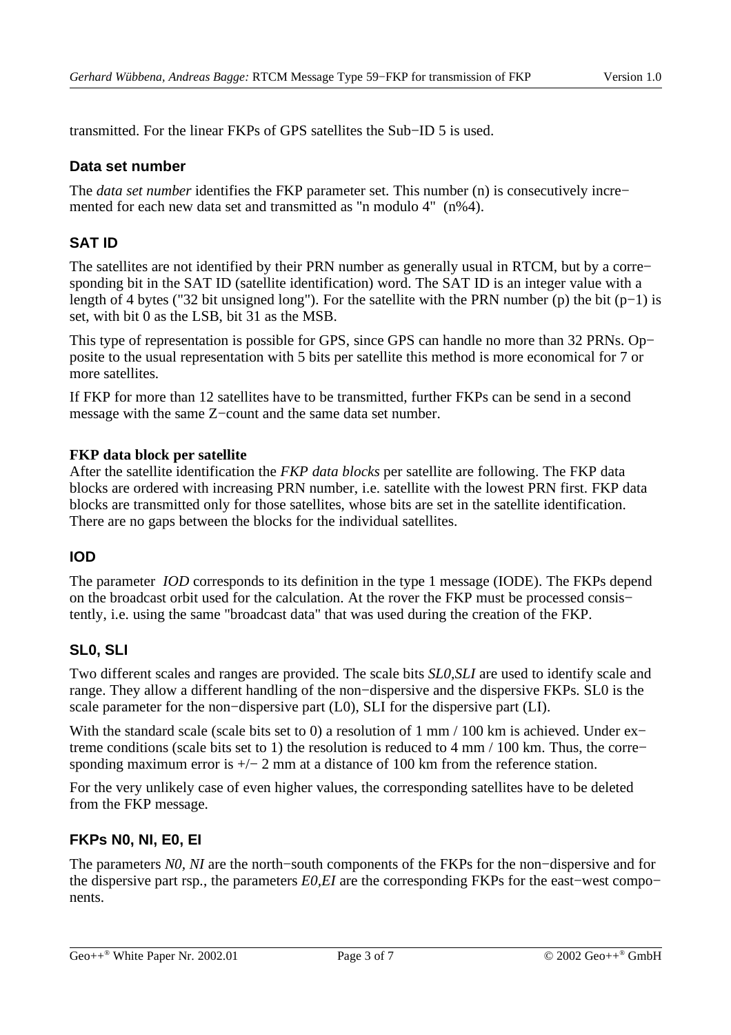transmitted. For the linear FKPs of GPS satellites the Sub−ID 5 is used.

## Data set number

The *data set number* identifies the FKP parameter set. This number (n) is consecutively incre−mented for each new data set and transmitted as "n modulo 4" (n%4).

## SAT ID

The satellites are not identified by their PRN number as generally usual in RTCM, but by a corre−sponding bit in the SAT ID (satellite identification) word. The SAT ID is an integer value with a length of 4 bytes ("32 bit unsigned long"). For the satellite with the PRN number (p) the bit (p−1) is set, with bit 0 as the LSB, bit 31 as the MSB.

This type of representation is possible for GPS, since GPS can handle no more than 32 PRNs. Op−posite to the usual representation with 5 bits per satellite this method is more economical for 7 or more satellites.

If FKP for more than 12 satellites have to be transmitted, further FKPs can be send in a second message with the same Z−count and the same data set number.

**FKP data block per satellite**
After the satellite identification the *FKP data blocks* per satellite are following. The FKP data blocks are ordered with increasing PRN number, i.e. satellite with the lowest PRN first. FKP data blocks are transmitted only for those satellites, whose bits are set in the satellite identification. There are no gaps between the blocks for the individual satellites.

## IOD

The parameter *IOD* corresponds to its definition in the type 1 message (IODE). The FKPs depend on the broadcast orbit used for the calculation. At the rover the FKP must be processed consis−tently, i.e. using the same "broadcast data" that was used during the creation of the FKP.

## SL0, SLI

Two different scales and ranges are provided. The scale bits *SL0,SLI* are used to identify scale and range. They allow a different handling of the non−dispersive and the dispersive FKPs. SL0 is the scale parameter for the non−dispersive part (L0), SLI for the dispersive part (LI).

With the standard scale (scale bits set to 0) a resolution of 1 mm / 100 km is achieved. Under ex−treme conditions (scale bits set to 1) the resolution is reduced to 4 mm / 100 km. Thus, the corre−sponding maximum error is +/− 2 mm at a distance of 100 km from the reference station.

For the very unlikely case of even higher values, the corresponding satellites have to be deleted from the FKP message.

## FKPs N0, NI, E0, EI

The parameters *N0, NI* are the north−south components of the FKPs for the non−dispersive and for the dispersive part rsp., the parameters *E0,EI* are the corresponding FKPs for the east−west compo−nents.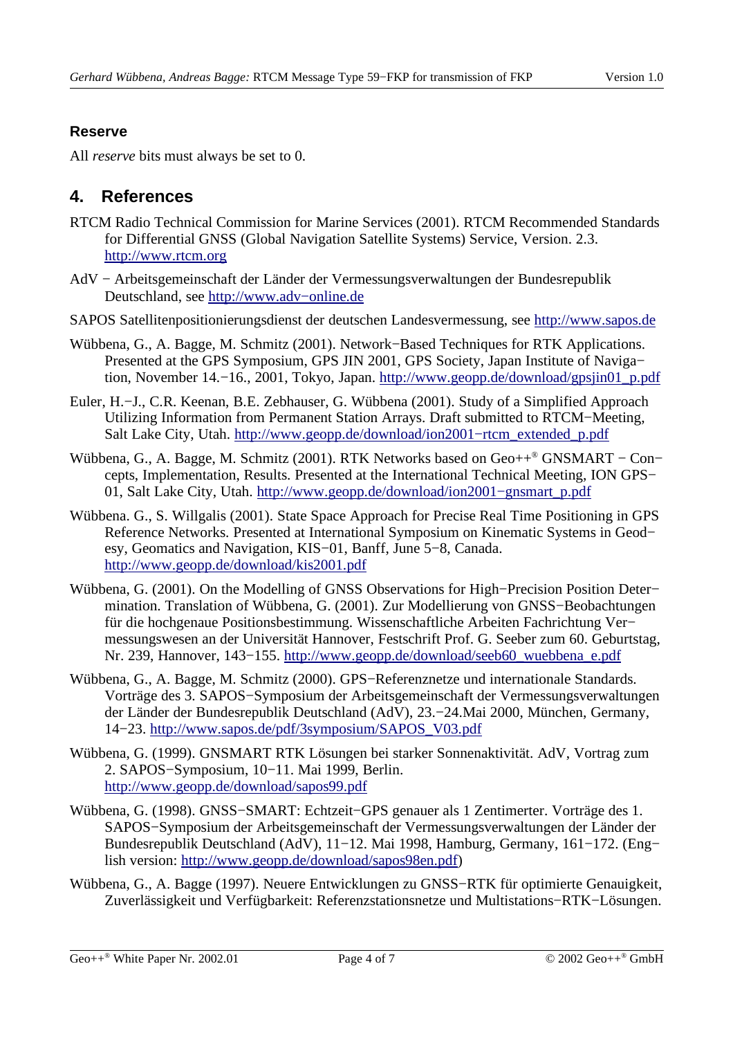### Reserve

All *reserve* bits must always be set to 0.

## 4. References

RTCM Radio Technical Commission for Marine Services (2001). RTCM Recommended Standards for Differential GNSS (Global Navigation Satellite Systems) Service, Version. 2.3. http://www.rtcm.org

AdV − Arbeitsgemeinschaft der Länder der Vermessungsverwaltungen der Bundesrepublik Deutschland, see http://www.adv−online.de

SAPOS Satellitenpositionierungsdienst der deutschen Landesvermessung, see http://www.sapos.de

Wübbena, G., A. Bagge, M. Schmitz (2001). Network−Based Techniques for RTK Applications. Presented at the GPS Symposium, GPS JIN 2001, GPS Society, Japan Institute of Navigation, November 14.−16., 2001, Tokyo, Japan. http://www.geopp.de/download/gpsjin01_p.pdf

Euler, H.−J., C.R. Keenan, B.E. Zebhauser, G. Wübbena (2001). Study of a Simplified Approach Utilizing Information from Permanent Station Arrays. Draft submitted to RTCM−Meeting, Salt Lake City, Utah. http://www.geopp.de/download/ion2001−rtcm_extended_p.pdf

Wübbena, G., A. Bagge, M. Schmitz (2001). RTK Networks based on Geo++® GNSMART − Concepts, Implementation, Results. Presented at the International Technical Meeting, ION GPS−01, Salt Lake City, Utah. http://www.geopp.de/download/ion2001−gnsmart_p.pdf

Wübbena. G., S. Willgalis (2001). State Space Approach for Precise Real Time Positioning in GPS Reference Networks. Presented at International Symposium on Kinematic Systems in Geodesy, Geomatics and Navigation, KIS−01, Banff, June 5−8, Canada. http://www.geopp.de/download/kis2001.pdf

Wübbena, G. (2001). On the Modelling of GNSS Observations for High−Precision Position Determination. Translation of Wübbena, G. (2001). Zur Modellierung von GNSS−Beobachtungen für die hochgenaue Positionsbestimmung. Wissenschaftliche Arbeiten Fachrichtung Vermessungswesen an der Universität Hannover, Festschrift Prof. G. Seeber zum 60. Geburtstag, Nr. 239, Hannover, 143−155. http://www.geopp.de/download/seeb60_wuebbena_e.pdf

Wübbena, G., A. Bagge, M. Schmitz (2000). GPS−Referenznetze und internationale Standards. Vorträge des 3. SAPOS−Symposium der Arbeitsgemeinschaft der Vermessungsverwaltungen der Länder der Bundesrepublik Deutschland (AdV), 23.−24.Mai 2000, München, Germany, 14−23. http://www.sapos.de/pdf/3symposium/SAPOS_V03.pdf

Wübbena, G. (1999). GNSMART RTK Lösungen bei starker Sonnenaktivität. AdV, Vortrag zum 2. SAPOS−Symposium, 10−11. Mai 1999, Berlin. http://www.geopp.de/download/sapos99.pdf

Wübbena, G. (1998). GNSS−SMART: Echtzeit−GPS genauer als 1 Zentimerter. Vorträge des 1. SAPOS−Symposium der Arbeitsgemeinschaft der Vermessungsverwaltungen der Länder der Bundesrepublik Deutschland (AdV), 11−12. Mai 1998, Hamburg, Germany, 161−172. (English version: http://www.geopp.de/download/sapos98en.pdf)

Wübbena, G., A. Bagge (1997). Neuere Entwicklungen zu GNSS−RTK für optimierte Genauigkeit, Zuverlässigkeit und Verfügbarkeit: Referenzstationsnetze und Multistations−RTK−Lösungen.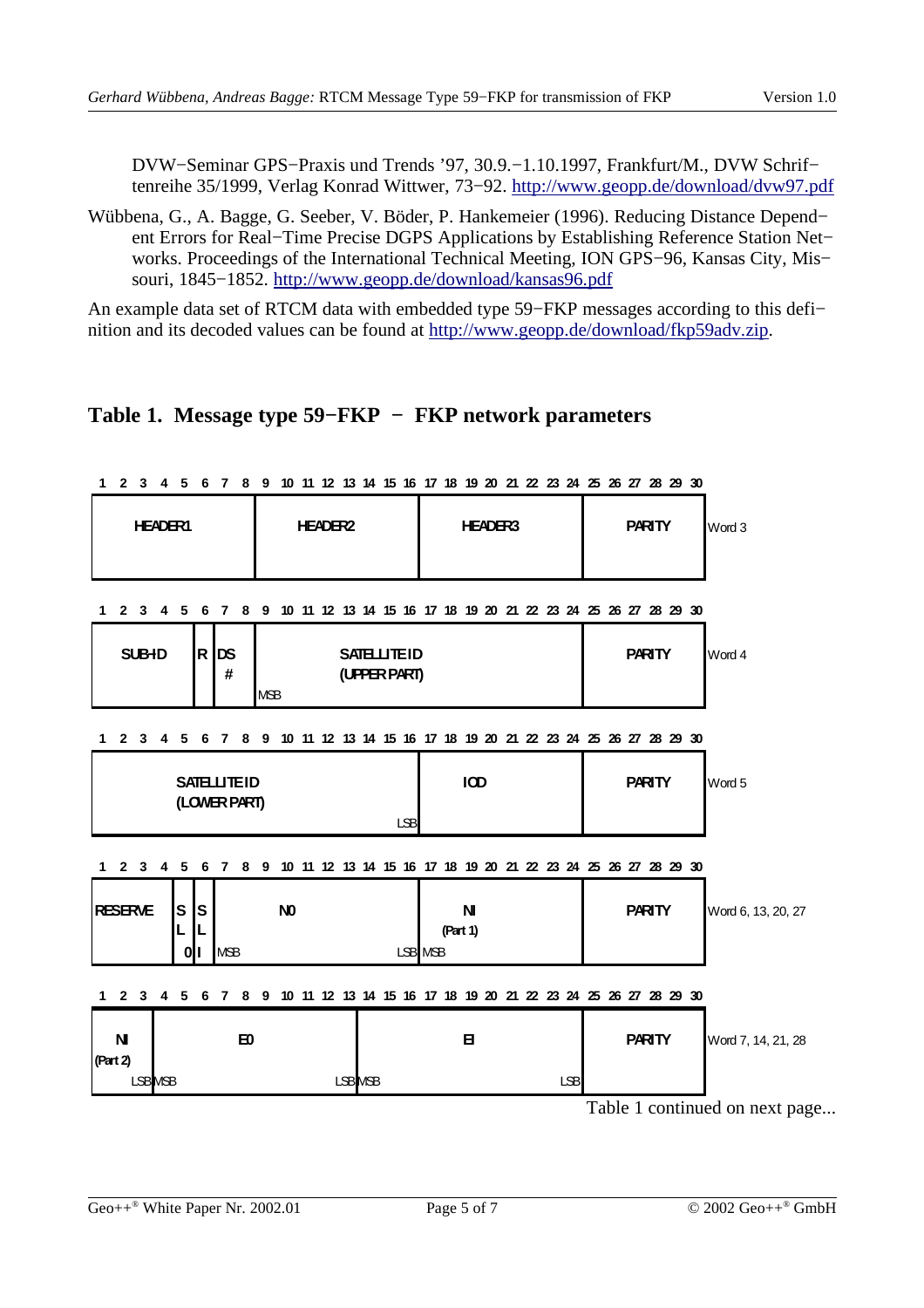DVW−Seminar GPS−Praxis und Trends '97, 30.9.−1.10.1997, Frankfurt/M., DVW Schriftenreihe 35/1999, Verlag Konrad Wittwer, 73−92. http://www.geopp.de/download/dvw97.pdf

Wübbena, G., A. Bagge, G. Seeber, V. Böder, P. Hankemeier (1996). Reducing Distance Dependent Errors for Real−Time Precise DGPS Applications by Establishing Reference Station Networks. Proceedings of the International Technical Meeting, ION GPS−96, Kansas City, Missouri, 1845−1852. http://www.geopp.de/download/kansas96.pdf

An example data set of RTCM data with embedded type 59−FKP messages according to this definition and its decoded values can be found at http://www.geopp.de/download/fkp59adv.zip.

## Table 1. Message type 59−FKP − FKP network parameters

| Bits | Fields | Word |
|---|---|---|
| 1–8 / 9–16 / 17–24 / 25–30 | HEADER1 / HEADER2 / HEADER3 / PARITY | Word 3 |
| 1–5 / 6 / 7–8 / 9–24 / 25–30 | SUB-ID / R / DS # / SATELLITE ID (UPPER PART) (MSB) / PARITY | Word 4 |
| 1–16 / 17–24 / 25–30 | SATELLITE ID (LOWER PART) (LSB) / IOD / PARITY | Word 5 |
| 1–4 / 5 / 6 / 7–16 / 17–24 / 25–30 | RESERVE / SL0 / SLI / N0 (MSB…LSB) / NI (Part 1) (MSB) / PARITY | Word 6, 13, 20, 27 |
| 1–3 / 4–13 / 14–24 / 25–30 | NI (Part 2) (LSB) / E0 (MSB…LSB) / EI (MSB…LSB) / PARITY | Word 7, 14, 21, 28 |

Table 1 continued on next page...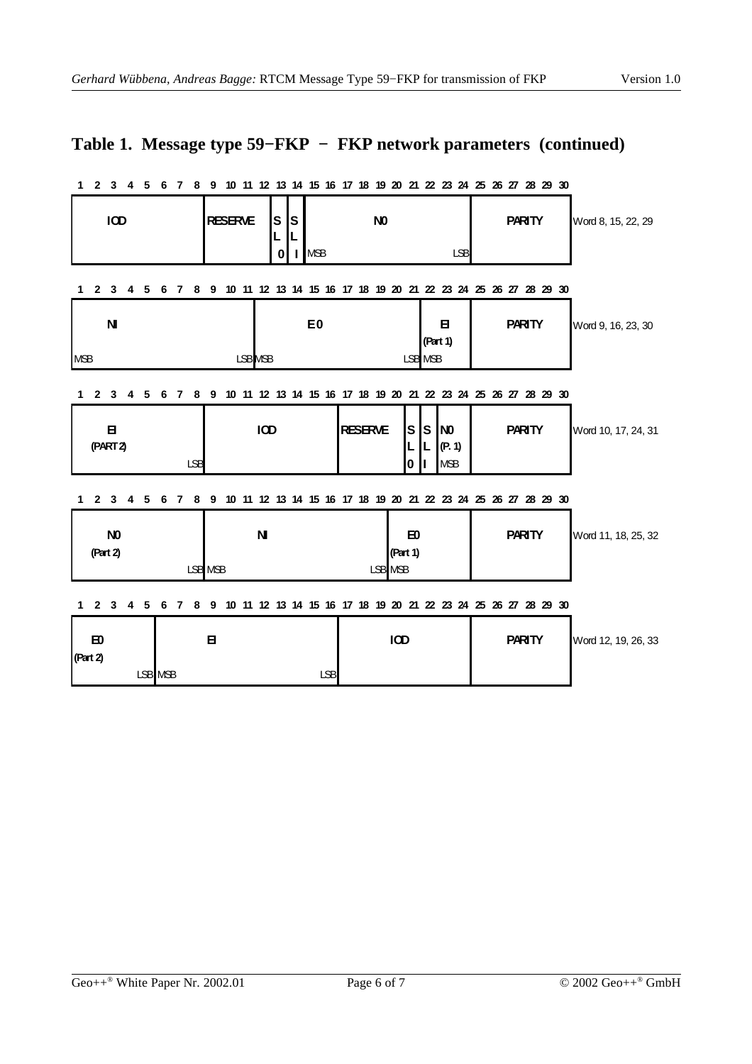## Table 1. Message type 59−FKP − FKP network parameters (continued)

**Word 8, 15, 22, 29**

| Bits 1–8 | Bits 9–12 | Bit 13 | Bit 14 | Bits 15–24 | Bits 25–30 |
|---|---|---|---|---|---|
| IOD | RESERVE | SL0 | SLI | N0 (MSB … LSB) | PARITY |

**Word 9, 16, 23, 30**

| Bits 1–11 | Bits 12–21 | Bits 22–24 | Bits 25–30 |
|---|---|---|---|
| NI (MSB … LSB) | E0 (MSB … LSB) | EI (Part 1) (MSB) | PARITY |

**Word 10, 17, 24, 31**

| Bits 1–8 | Bits 9–16 | Bits 17–20 | Bit 21 | Bit 22 | Bits 23–24 | Bits 25–30 |
|---|---|---|---|---|---|---|
| EI (PART 2) (LSB) | IOD | RESERVE | SL0 | SLI | N0 (P. 1) (MSB) | PARITY |

**Word 11, 18, 25, 32**

| Bits 1–8 | Bits 9–19 | Bits 20–24 | Bits 25–30 |
|---|---|---|---|
| N0 (Part 2) (LSB) | NI (MSB … LSB) | E0 (Part 1) (MSB) | PARITY |

**Word 12, 19, 26, 33**

| Bits 1–5 | Bits 6–16 | Bits 17–24 | Bits 25–30 |
|---|---|---|---|
| E0 (Part 2) (LSB) | EI (MSB … LSB) | IOD | PARITY |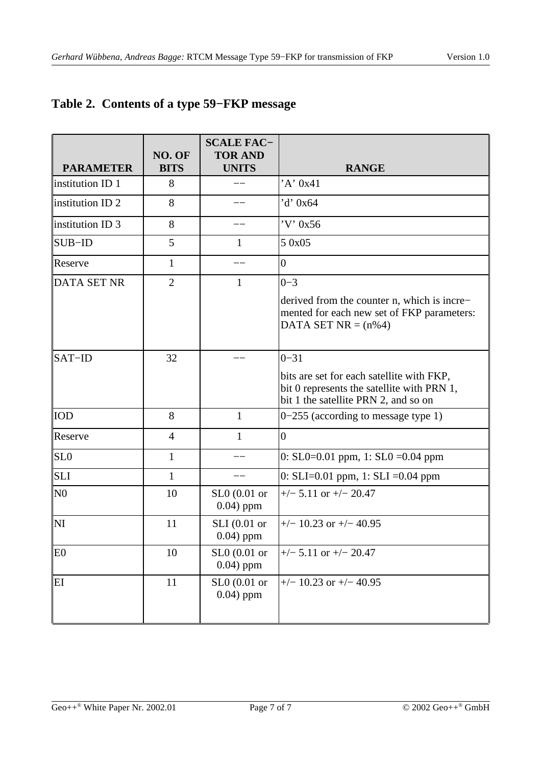## Table 2. Contents of a type 59−FKP message

| PARAMETER | NO. OF BITS | SCALE FAC−TOR AND UNITS | RANGE |
|---|---|---|---|
| institution ID 1 | 8 | −− | 'A' 0x41 |
| institution ID 2 | 8 | −− | 'd' 0x64 |
| institution ID 3 | 8 | −− | 'V' 0x56 |
| SUB−ID | 5 | 1 | 5 0x05 |
| Reserve | 1 | −− | 0 |
| DATA SET NR | 2 | 1 | 0−3<br>derived from the counter n, which is incre−mented for each new set of FKP parameters: DATA SET NR = (n%4) |
| SAT−ID | 32 | −− | 0−31<br>bits are set for each satellite with FKP, bit 0 represents the satellite with PRN 1, bit 1 the satellite PRN 2, and so on |
| IOD | 8 | 1 | 0−255 (according to message type 1) |
| Reserve | 4 | 1 | 0 |
| SL0 | 1 | −− | 0: SL0=0.01 ppm, 1: SL0 =0.04 ppm |
| SLI | 1 | −− | 0: SLI=0.01 ppm, 1: SLI =0.04 ppm |
| N0 | 10 | SL0 (0.01 or 0.04) ppm | +/− 5.11 or +/− 20.47 |
| NI | 11 | SLI (0.01 or 0.04) ppm | +/− 10.23 or +/− 40.95 |
| E0 | 10 | SL0 (0.01 or 0.04) ppm | +/− 5.11 or +/− 20.47 |
| EI | 11 | SL0 (0.01 or 0.04) ppm | +/− 10.23 or +/− 40.95 |